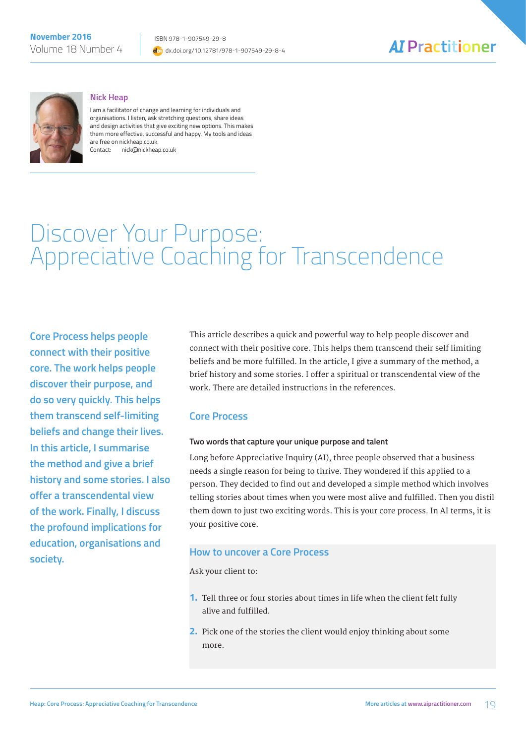## Nick Heap

I am a facilitator of change and learning for individuals and organisations. I listen, ask stretching questions, share ideas and design activities that give exciting new options. This makes them more effective, successful and happy. My tools and ideas are free on nickheap.co.uk.
Contact: nick@nickheap.co.uk

# Discover Your Purpose: Appreciative Coaching for Transcendence

**Core Process helps people connect with their positive core. The work helps people discover their purpose, and do so very quickly. This helps them transcend self-limiting beliefs and change their lives. In this article, I summarise the method and give a brief history and some stories. I also offer a transcendental view of the work. Finally, I discuss the profound implications for education, organisations and society.**

This article describes a quick and powerful way to help people discover and connect with their positive core. This helps them transcend their self limiting beliefs and be more fulfilled. In the article, I give a summary of the method, a brief history and some stories. I offer a spiritual or transcendental view of the work. There are detailed instructions in the references.

## Core Process

### Two words that capture your unique purpose and talent

Long before Appreciative Inquiry (AI), three people observed that a business needs a single reason for being to thrive. They wondered if this applied to a person. They decided to find out and developed a simple method which involves telling stories about times when you were most alive and fulfilled. Then you distil them down to just two exciting words. This is your core process. In AI terms, it is your positive core.

### How to uncover a Core Process

Ask your client to:

1. Tell three or four stories about times in life when the client felt fully alive and fulfilled.
2. Pick one of the stories the client would enjoy thinking about some more.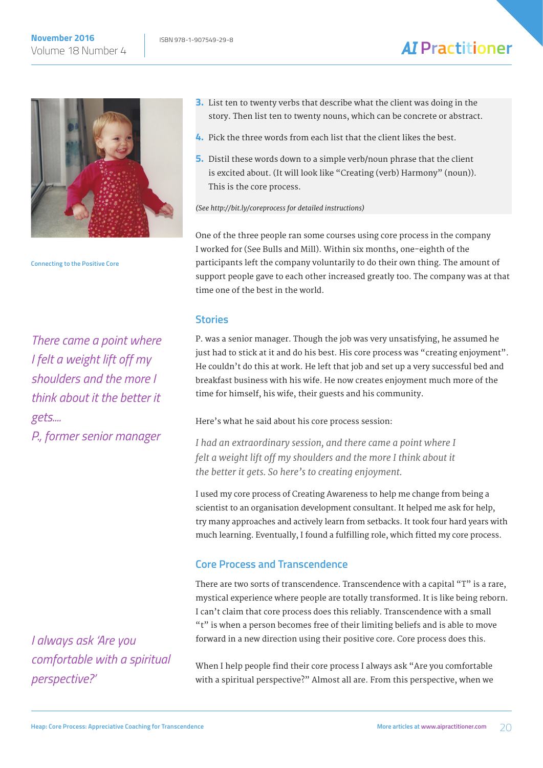3. List ten to twenty verbs that describe what the client was doing in the story. Then list ten to twenty nouns, which can be concrete or abstract.
4. Pick the three words from each list that the client likes the best.
5. Distil these words down to a simple verb/noun phrase that the client is excited about. (It will look like "Creating (verb) Harmony" (noun)). This is the core process.

*(See http://bit.ly/coreprocess for detailed instructions)*

Connecting to the Positive Core

One of the three people ran some courses using core process in the company I worked for (See Bulls and Mill). Within six months, one-eighth of the participants left the company voluntarily to do their own thing. The amount of support people gave to each other increased greatly too. The company was at that time one of the best in the world.

## Stories

*There came a point where I felt a weight lift off my shoulders and the more I think about it the better it gets....*
*P., former senior manager*

P. was a senior manager. Though the job was very unsatisfying, he assumed he just had to stick at it and do his best. His core process was "creating enjoyment". He couldn't do this at work. He left that job and set up a very successful bed and breakfast business with his wife. He now creates enjoyment much more of the time for himself, his wife, their guests and his community.

Here's what he said about his core process session:

> *I had an extraordinary session, and there came a point where I felt a weight lift off my shoulders and the more I think about it the better it gets. So here's to creating enjoyment.*

I used my core process of Creating Awareness to help me change from being a scientist to an organisation development consultant. It helped me ask for help, try many approaches and actively learn from setbacks. It took four hard years with much learning. Eventually, I found a fulfilling role, which fitted my core process.

## Core Process and Transcendence

There are two sorts of transcendence. Transcendence with a capital "T" is a rare, mystical experience where people are totally transformed. It is like being reborn. I can't claim that core process does this reliably. Transcendence with a small "t" is when a person becomes free of their limiting beliefs and is able to move forward in a new direction using their positive core. Core process does this.

*I always ask 'Are you comfortable with a spiritual perspective?'*

When I help people find their core process I always ask "Are you comfortable with a spiritual perspective?" Almost all are. From this perspective, when we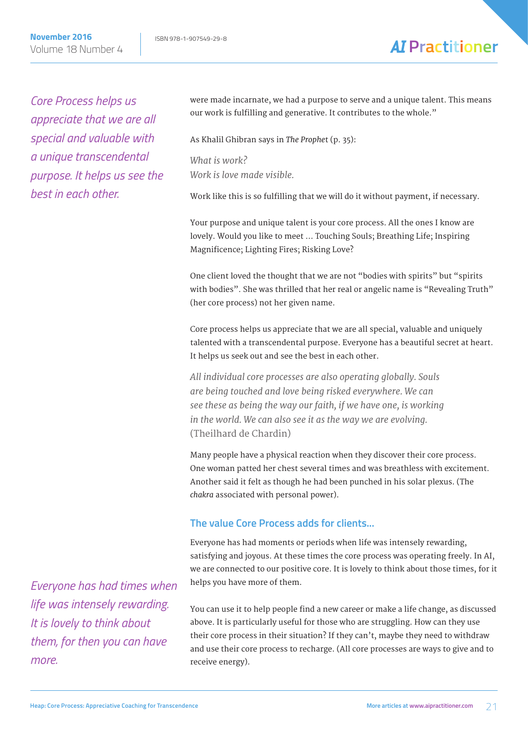*Core Process helps us appreciate that we are all special and valuable with a unique transcendental purpose. It helps us see the best in each other.*

were made incarnate, we had a purpose to serve and a unique talent. This means our work is fulfilling and generative. It contributes to the whole."

As Khalil Ghibran says in *The Prophet* (p. 35):

*What is work?*
*Work is love made visible.*

Work like this is so fulfilling that we will do it without payment, if necessary.

Your purpose and unique talent is your core process. All the ones I know are lovely. Would you like to meet … Touching Souls; Breathing Life; Inspiring Magnificence; Lighting Fires; Risking Love?

One client loved the thought that we are not "bodies with spirits" but "spirits with bodies". She was thrilled that her real or angelic name is "Revealing Truth" (her core process) not her given name.

Core process helps us appreciate that we are all special, valuable and uniquely talented with a transcendental purpose. Everyone has a beautiful secret at heart. It helps us seek out and see the best in each other.

*All individual core processes are also operating globally. Souls are being touched and love being risked everywhere. We can see these as being the way our faith, if we have one, is working in the world. We can also see it as the way we are evolving.* (Theilhard de Chardin)

Many people have a physical reaction when they discover their core process. One woman patted her chest several times and was breathless with excitement. Another said it felt as though he had been punched in his solar plexus. (The *chakra* associated with personal power).

## The value Core Process adds for clients…

Everyone has had moments or periods when life was intensely rewarding, satisfying and joyous. At these times the core process was operating freely. In AI, we are connected to our positive core. It is lovely to think about those times, for it helps you have more of them.

*Everyone has had times when life was intensely rewarding. It is lovely to think about them, for then you can have more.*

You can use it to help people find a new career or make a life change, as discussed above. It is particularly useful for those who are struggling. How can they use their core process in their situation? If they can't, maybe they need to withdraw and use their core process to recharge. (All core processes are ways to give and to receive energy).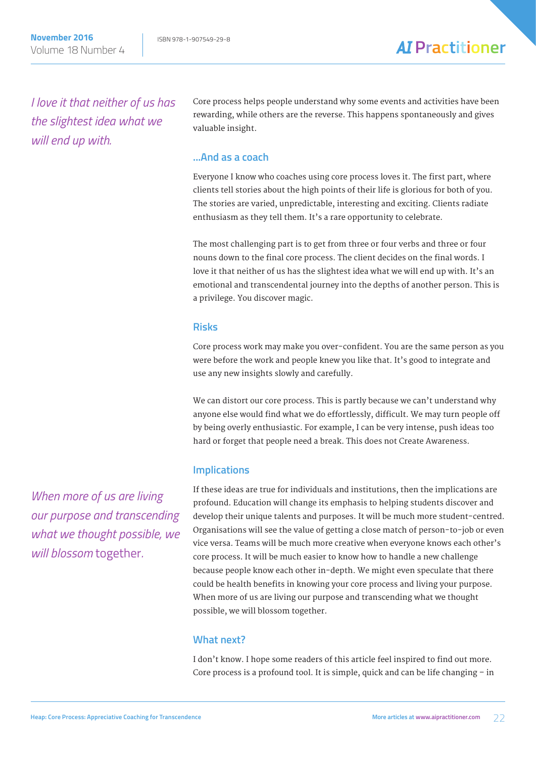*I love it that neither of us has the slightest idea what we will end up with.*

Core process helps people understand why some events and activities have been rewarding, while others are the reverse. This happens spontaneously and gives valuable insight.

### …And as a coach

Everyone I know who coaches using core process loves it. The first part, where clients tell stories about the high points of their life is glorious for both of you. The stories are varied, unpredictable, interesting and exciting. Clients radiate enthusiasm as they tell them. It's a rare opportunity to celebrate.

The most challenging part is to get from three or four verbs and three or four nouns down to the final core process. The client decides on the final words. I love it that neither of us has the slightest idea what we will end up with. It's an emotional and transcendental journey into the depths of another person. This is a privilege. You discover magic.

### Risks

Core process work may make you over-confident. You are the same person as you were before the work and people knew you like that. It's good to integrate and use any new insights slowly and carefully.

We can distort our core process. This is partly because we can't understand why anyone else would find what we do effortlessly, difficult. We may turn people off by being overly enthusiastic. For example, I can be very intense, push ideas too hard or forget that people need a break. This does not Create Awareness.

### Implications

*When more of us are living our purpose and transcending what we thought possible, we will blossom together.*

If these ideas are true for individuals and institutions, then the implications are profound. Education will change its emphasis to helping students discover and develop their unique talents and purposes. It will be much more student-centred. Organisations will see the value of getting a close match of person-to-job or even vice versa. Teams will be much more creative when everyone knows each other's core process. It will be much easier to know how to handle a new challenge because people know each other in-depth. We might even speculate that there could be health benefits in knowing your core process and living your purpose. When more of us are living our purpose and transcending what we thought possible, we will blossom together.

### What next?

I don't know. I hope some readers of this article feel inspired to find out more. Core process is a profound tool. It is simple, quick and can be life changing – in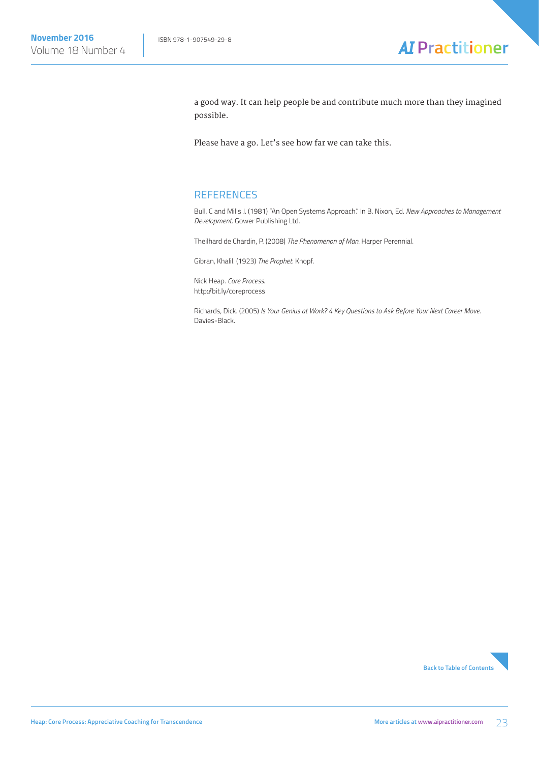a good way. It can help people be and contribute much more than they imagined possible.

Please have a go. Let's see how far we can take this.

## REFERENCES

Bull, C and Mills J. (1981) "An Open Systems Approach." In B. Nixon, Ed. *New Approaches to Management Development*. Gower Publishing Ltd.

Theilhard de Chardin, P. (2008) *The Phenomenon of Man*. Harper Perennial.

Gibran, Khalil. (1923) *The Prophet*. Knopf.

Nick Heap. *Core Process*.
http://bit.ly/coreprocess

Richards, Dick. (2005) *Is Your Genius at Work? 4 Key Questions to Ask Before Your Next Career Move*. Davies-Black.

Back to Table of Contents